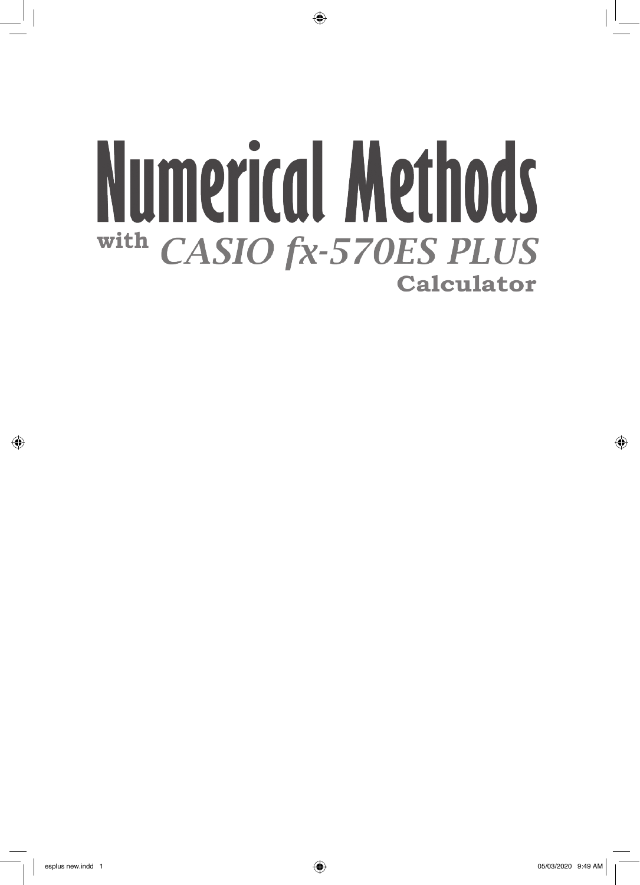# Numerical Methods

## with *CASIO fx-570ES PLUS* Calculator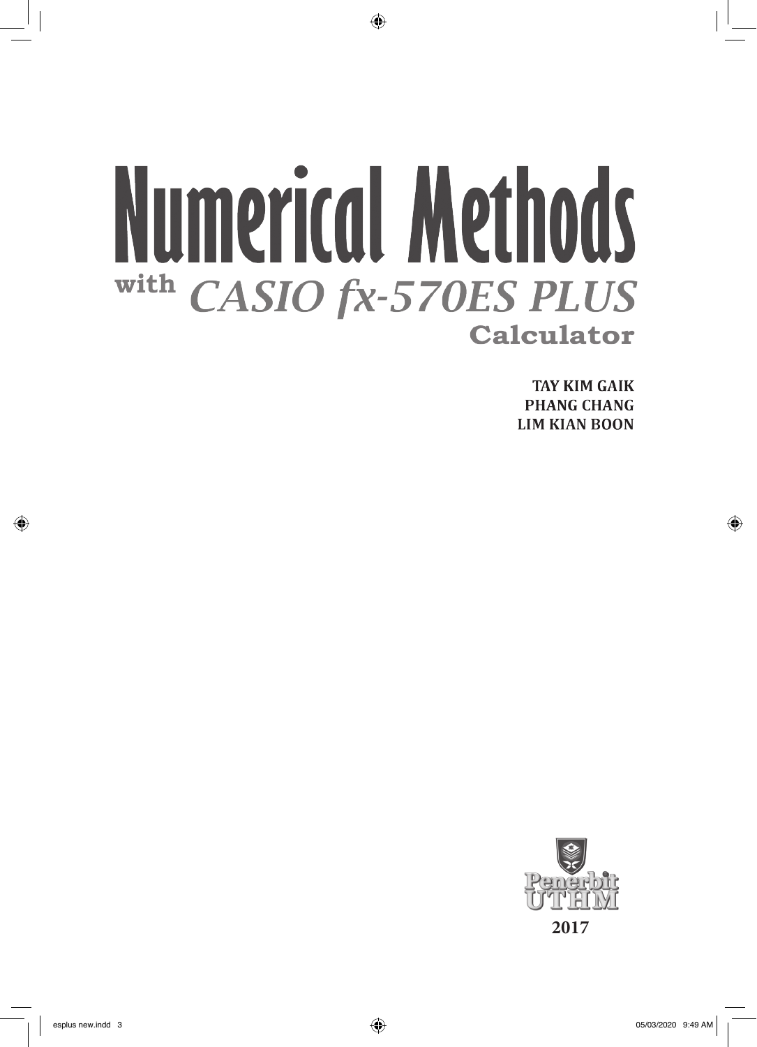# Numerical Methods

## with *CASIO fx-570ES PLUS* Calculator

**TAY KIM GAIK**
**PHANG CHANG**
**LIM KIAN BOON**

Penerbit UTHM

**2017**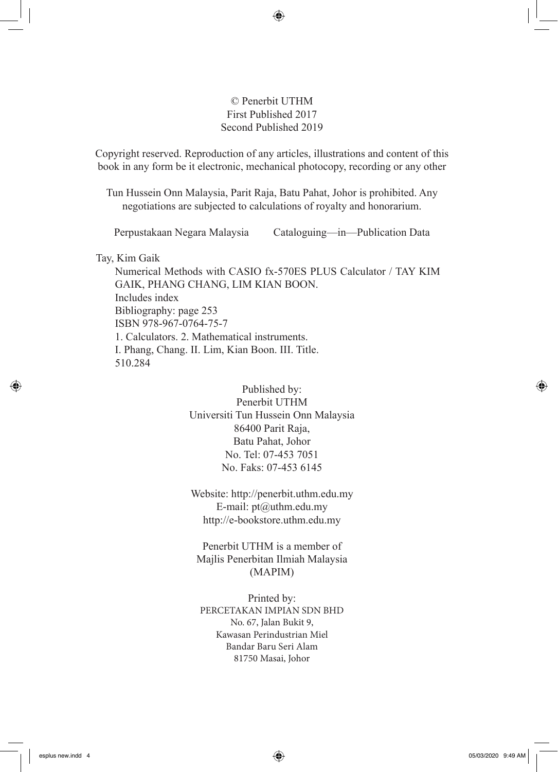© Penerbit UTHM
First Published 2017
Second Published 2019

Copyright reserved. Reproduction of any articles, illustrations and content of this book in any form be it electronic, mechanical photocopy, recording or any other

Tun Hussein Onn Malaysia, Parit Raja, Batu Pahat, Johor is prohibited. Any negotiations are subjected to calculations of royalty and honorarium.

Perpustakaan Negara Malaysia        Cataloguing—in—Publication Data

Tay, Kim Gaik
Numerical Methods with CASIO fx-570ES PLUS Calculator / TAY KIM GAIK, PHANG CHANG, LIM KIAN BOON.
Includes index
Bibliography: page 253
ISBN 978-967-0764-75-7
1. Calculators. 2. Mathematical instruments.
I. Phang, Chang. II. Lim, Kian Boon. III. Title.
510.284

Published by:
Penerbit UTHM
Universiti Tun Hussein Onn Malaysia
86400 Parit Raja,
Batu Pahat, Johor
No. Tel: 07-453 7051
No. Faks: 07-453 6145

Website: http://penerbit.uthm.edu.my
E-mail: pt@uthm.edu.my
http://e-bookstore.uthm.edu.my

Penerbit UTHM is a member of
Majlis Penerbitan Ilmiah Malaysia
(MAPIM)

Printed by:
PERCETAKAN IMPIAN SDN BHD
No. 67, Jalan Bukit 9,
Kawasan Perindustrian Miel
Bandar Baru Seri Alam
81750 Masai, Johor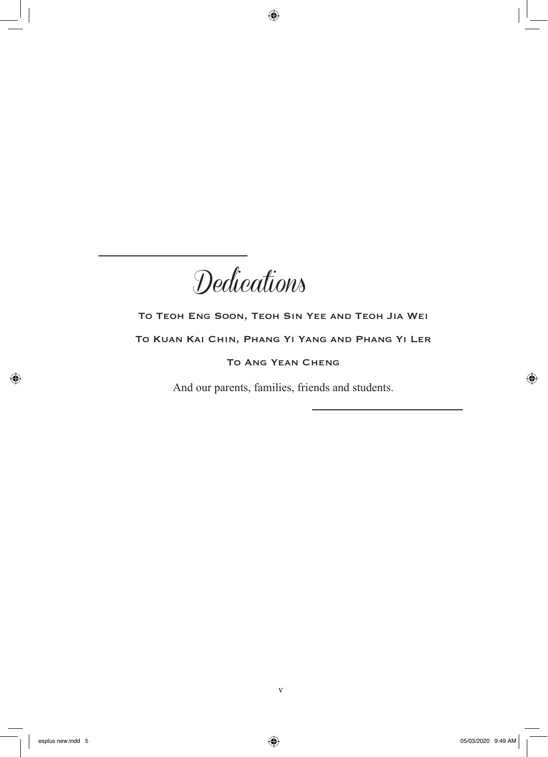# Dedications

To Teoh Eng Soon, Teoh Sin Yee and Teoh Jia Wei

To Kuan Kai Chin, Phang Yi Yang and Phang Yi Ler

To Ang Yean Cheng

And our parents, families, friends and students.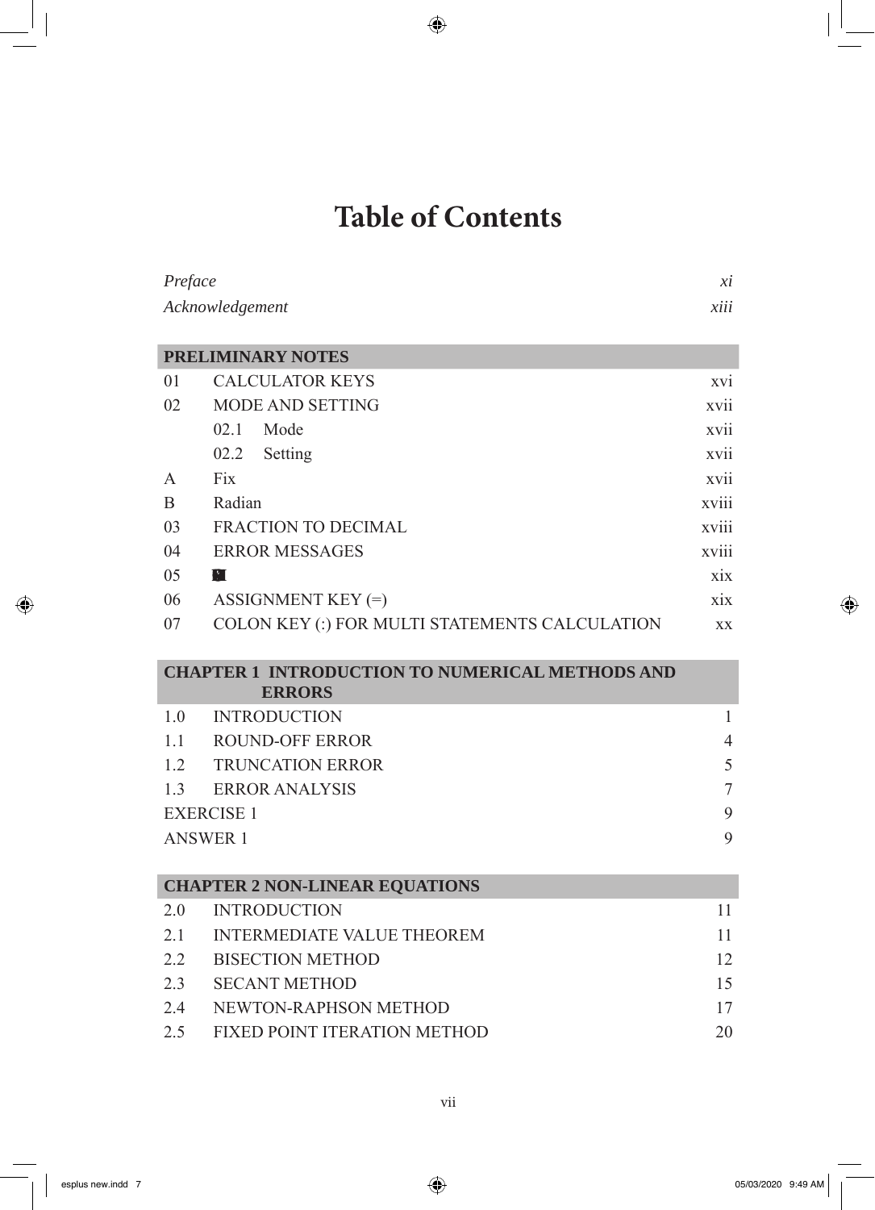# Table of Contents

| | | |
|---|---|---|
| *Preface* | | *xi* |
| *Acknowledgement* | | *xiii* |

**PRELIMINARY NOTES**

| | | |
|---|---|---|
| 01 | CALCULATOR KEYS | xvi |
| 02 | MODE AND SETTING | xvii |
| | 02.1 Mode | xvii |
| | 02.2 Setting | xvii |
| A | Fix | xvii |
| B | Radian | xviii |
| 03 | FRACTION TO DECIMAL | xviii |
| 04 | ERROR MESSAGES | xviii |
| 05 | | xix |
| 06 | ASSIGNMENT KEY (=) | xix |
| 07 | COLON KEY (:) FOR MULTI STATEMENTS CALCULATION | xx |

**CHAPTER 1 INTRODUCTION TO NUMERICAL METHODS AND ERRORS**

| | | |
|---|---|---|
| 1.0 | INTRODUCTION | 1 |
| 1.1 | ROUND-OFF ERROR | 4 |
| 1.2 | TRUNCATION ERROR | 5 |
| 1.3 | ERROR ANALYSIS | 7 |
| EXERCISE 1 | | 9 |
| ANSWER 1 | | 9 |

**CHAPTER 2 NON-LINEAR EQUATIONS**

| | | |
|---|---|---|
| 2.0 | INTRODUCTION | 11 |
| 2.1 | INTERMEDIATE VALUE THEOREM | 11 |
| 2.2 | BISECTION METHOD | 12 |
| 2.3 | SECANT METHOD | 15 |
| 2.4 | NEWTON-RAPHSON METHOD | 17 |
| 2.5 | FIXED POINT ITERATION METHOD | 20 |